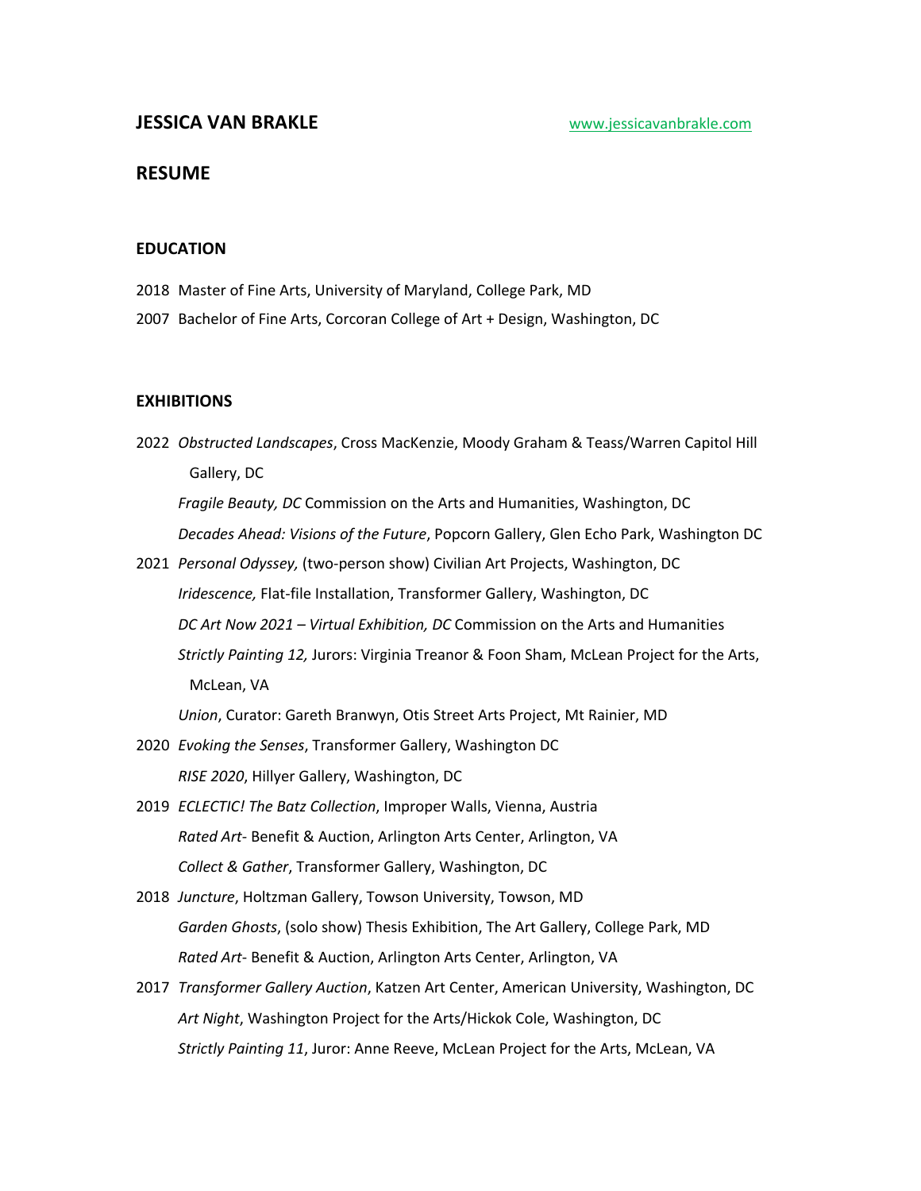# JESSICA VAN BRAKLE

www.jessicavanbrakle.com

## RESUME

### EDUCATION

2018 Master of Fine Arts, University of Maryland, College Park, MD

2007 Bachelor of Fine Arts, Corcoran College of Art + Design, Washington, DC

### EXHIBITIONS

2022 *Obstructed Landscapes*, Cross MacKenzie, Moody Graham & Teass/Warren Capitol Hill Gallery, DC

*Fragile Beauty, DC* Commission on the Arts and Humanities, Washington, DC

*Decades Ahead: Visions of the Future*, Popcorn Gallery, Glen Echo Park, Washington DC

2021 *Personal Odyssey,* (two-person show) Civilian Art Projects, Washington, DC

*Iridescence,* Flat-file Installation, Transformer Gallery, Washington, DC

*DC Art Now 2021 – Virtual Exhibition, DC* Commission on the Arts and Humanities

*Strictly Painting 12,* Jurors: Virginia Treanor & Foon Sham, McLean Project for the Arts, McLean, VA

*Union*, Curator: Gareth Branwyn, Otis Street Arts Project, Mt Rainier, MD

2020 *Evoking the Senses*, Transformer Gallery, Washington DC

*RISE 2020*, Hillyer Gallery, Washington, DC

2019 *ECLECTIC! The Batz Collection*, Improper Walls, Vienna, Austria

*Rated Art*- Benefit & Auction, Arlington Arts Center, Arlington, VA

*Collect & Gather*, Transformer Gallery, Washington, DC

2018 *Juncture*, Holtzman Gallery, Towson University, Towson, MD

*Garden Ghosts*, (solo show) Thesis Exhibition, The Art Gallery, College Park, MD

*Rated Art*- Benefit & Auction, Arlington Arts Center, Arlington, VA

2017 *Transformer Gallery Auction*, Katzen Art Center, American University, Washington, DC

*Art Night*, Washington Project for the Arts/Hickok Cole, Washington, DC

*Strictly Painting 11*, Juror: Anne Reeve, McLean Project for the Arts, McLean, VA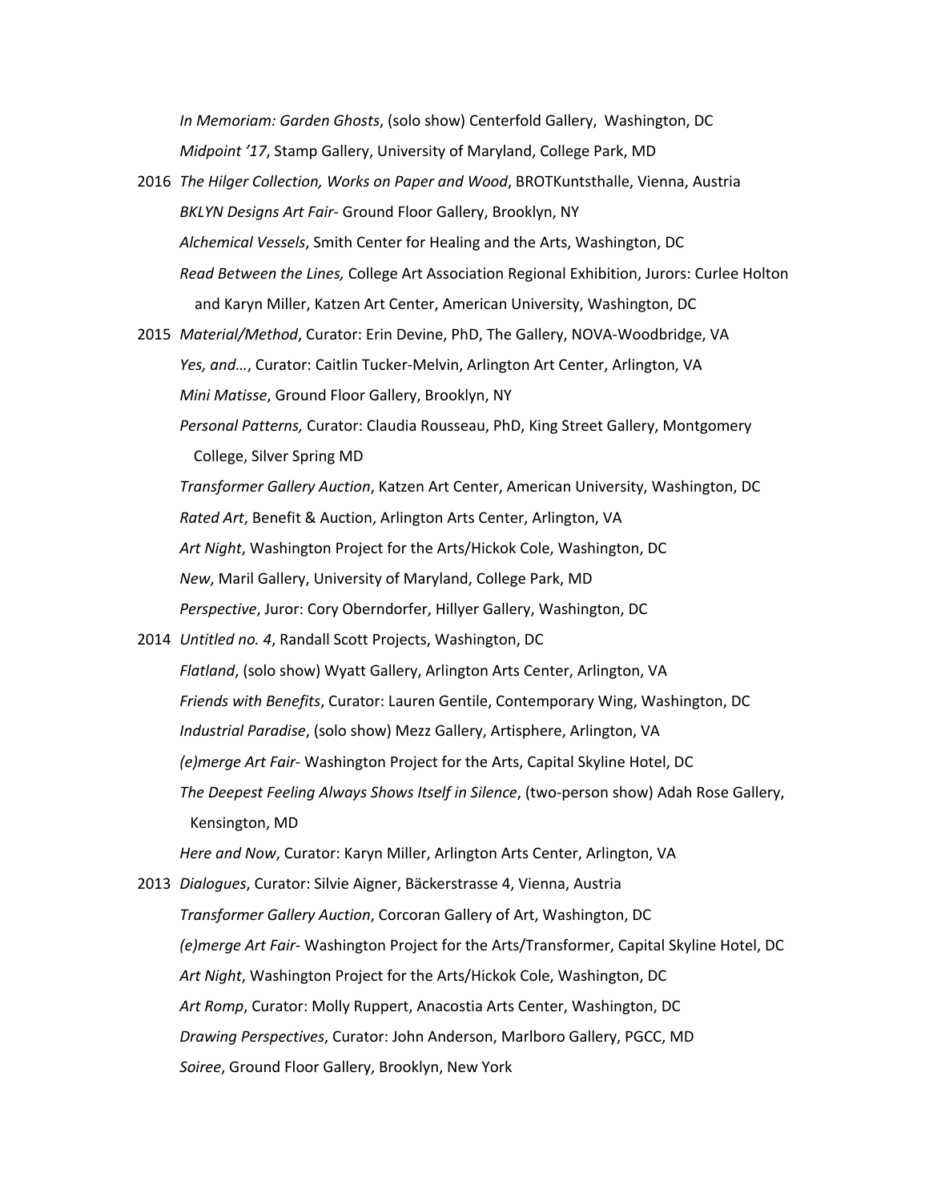*In Memoriam: Garden Ghosts*, (solo show) Centerfold Gallery, Washington, DC

*Midpoint '17*, Stamp Gallery, University of Maryland, College Park, MD

2016 *The Hilger Collection, Works on Paper and Wood*, BROTKuntsthalle, Vienna, Austria

*BKLYN Designs Art Fair*- Ground Floor Gallery, Brooklyn, NY

*Alchemical Vessels*, Smith Center for Healing and the Arts, Washington, DC

*Read Between the Lines,* College Art Association Regional Exhibition, Jurors: Curlee Holton and Karyn Miller, Katzen Art Center, American University, Washington, DC

2015 *Material/Method*, Curator: Erin Devine, PhD, The Gallery, NOVA-Woodbridge, VA

*Yes, and…*, Curator: Caitlin Tucker-Melvin, Arlington Art Center, Arlington, VA

*Mini Matisse*, Ground Floor Gallery, Brooklyn, NY

*Personal Patterns,* Curator: Claudia Rousseau, PhD, King Street Gallery, Montgomery College, Silver Spring MD

*Transformer Gallery Auction*, Katzen Art Center, American University, Washington, DC

*Rated Art*, Benefit & Auction, Arlington Arts Center, Arlington, VA

*Art Night*, Washington Project for the Arts/Hickok Cole, Washington, DC

*New*, Maril Gallery, University of Maryland, College Park, MD

*Perspective*, Juror: Cory Oberndorfer, Hillyer Gallery, Washington, DC

2014 *Untitled no. 4*, Randall Scott Projects, Washington, DC

*Flatland*, (solo show) Wyatt Gallery, Arlington Arts Center, Arlington, VA

*Friends with Benefits*, Curator: Lauren Gentile, Contemporary Wing, Washington, DC

*Industrial Paradise*, (solo show) Mezz Gallery, Artisphere, Arlington, VA

*(e)merge Art Fair*- Washington Project for the Arts, Capital Skyline Hotel, DC

*The Deepest Feeling Always Shows Itself in Silence*, (two-person show) Adah Rose Gallery, Kensington, MD

*Here and Now*, Curator: Karyn Miller, Arlington Arts Center, Arlington, VA

2013 *Dialogues*, Curator: Silvie Aigner, Bäckerstrasse 4, Vienna, Austria

*Transformer Gallery Auction*, Corcoran Gallery of Art, Washington, DC

*(e)merge Art Fair*- Washington Project for the Arts/Transformer, Capital Skyline Hotel, DC

*Art Night*, Washington Project for the Arts/Hickok Cole, Washington, DC

*Art Romp*, Curator: Molly Ruppert, Anacostia Arts Center, Washington, DC

*Drawing Perspectives*, Curator: John Anderson, Marlboro Gallery, PGCC, MD

*Soiree*, Ground Floor Gallery, Brooklyn, New York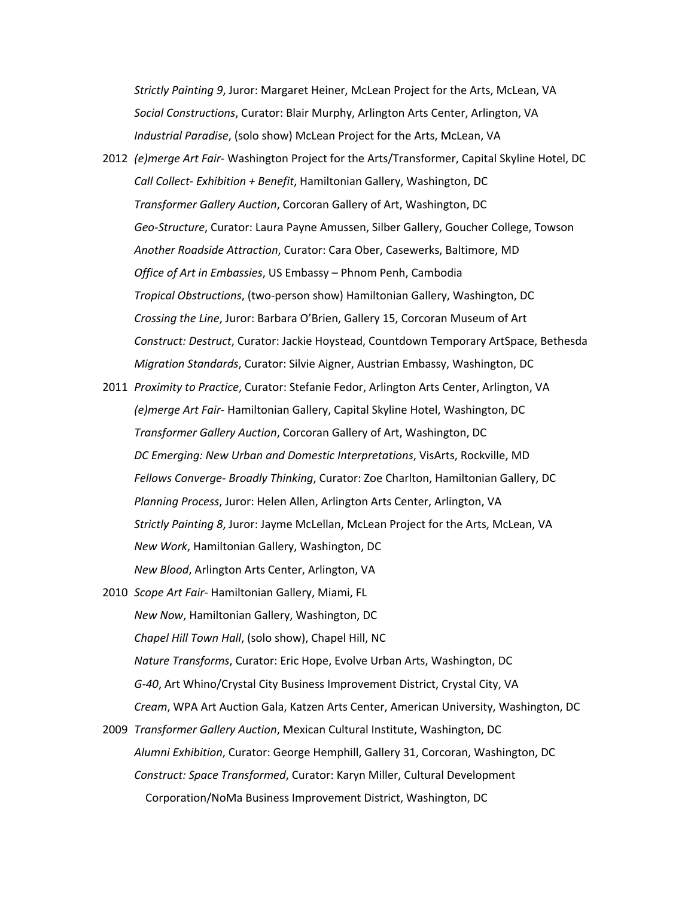*Strictly Painting 9*, Juror: Margaret Heiner, McLean Project for the Arts, McLean, VA

*Social Constructions*, Curator: Blair Murphy, Arlington Arts Center, Arlington, VA

*Industrial Paradise*, (solo show) McLean Project for the Arts, McLean, VA

2012 *(e)merge Art Fair*- Washington Project for the Arts/Transformer, Capital Skyline Hotel, DC

*Call Collect- Exhibition + Benefit*, Hamiltonian Gallery, Washington, DC

*Transformer Gallery Auction*, Corcoran Gallery of Art, Washington, DC

*Geo-Structure*, Curator: Laura Payne Amussen, Silber Gallery, Goucher College, Towson

*Another Roadside Attraction*, Curator: Cara Ober, Casewerks, Baltimore, MD

*Office of Art in Embassies*, US Embassy – Phnom Penh, Cambodia

*Tropical Obstructions*, (two-person show) Hamiltonian Gallery, Washington, DC

*Crossing the Line*, Juror: Barbara O'Brien, Gallery 15, Corcoran Museum of Art

*Construct: Destruct*, Curator: Jackie Hoystead, Countdown Temporary ArtSpace, Bethesda

*Migration Standards*, Curator: Silvie Aigner, Austrian Embassy, Washington, DC

2011 *Proximity to Practice*, Curator: Stefanie Fedor, Arlington Arts Center, Arlington, VA

*(e)merge Art Fair*- Hamiltonian Gallery, Capital Skyline Hotel, Washington, DC

*Transformer Gallery Auction*, Corcoran Gallery of Art, Washington, DC

*DC Emerging: New Urban and Domestic Interpretations*, VisArts, Rockville, MD

*Fellows Converge- Broadly Thinking*, Curator: Zoe Charlton, Hamiltonian Gallery, DC

*Planning Process*, Juror: Helen Allen, Arlington Arts Center, Arlington, VA

*Strictly Painting 8*, Juror: Jayme McLellan, McLean Project for the Arts, McLean, VA

*New Work*, Hamiltonian Gallery, Washington, DC

*New Blood*, Arlington Arts Center, Arlington, VA

2010 *Scope Art Fair*- Hamiltonian Gallery, Miami, FL

*New Now*, Hamiltonian Gallery, Washington, DC

*Chapel Hill Town Hall*, (solo show), Chapel Hill, NC

*Nature Transforms*, Curator: Eric Hope, Evolve Urban Arts, Washington, DC

*G-40*, Art Whino/Crystal City Business Improvement District, Crystal City, VA

*Cream*, WPA Art Auction Gala, Katzen Arts Center, American University, Washington, DC

2009 *Transformer Gallery Auction*, Mexican Cultural Institute, Washington, DC

*Alumni Exhibition*, Curator: George Hemphill, Gallery 31, Corcoran, Washington, DC

*Construct: Space Transformed*, Curator: Karyn Miller, Cultural Development Corporation/NoMa Business Improvement District, Washington, DC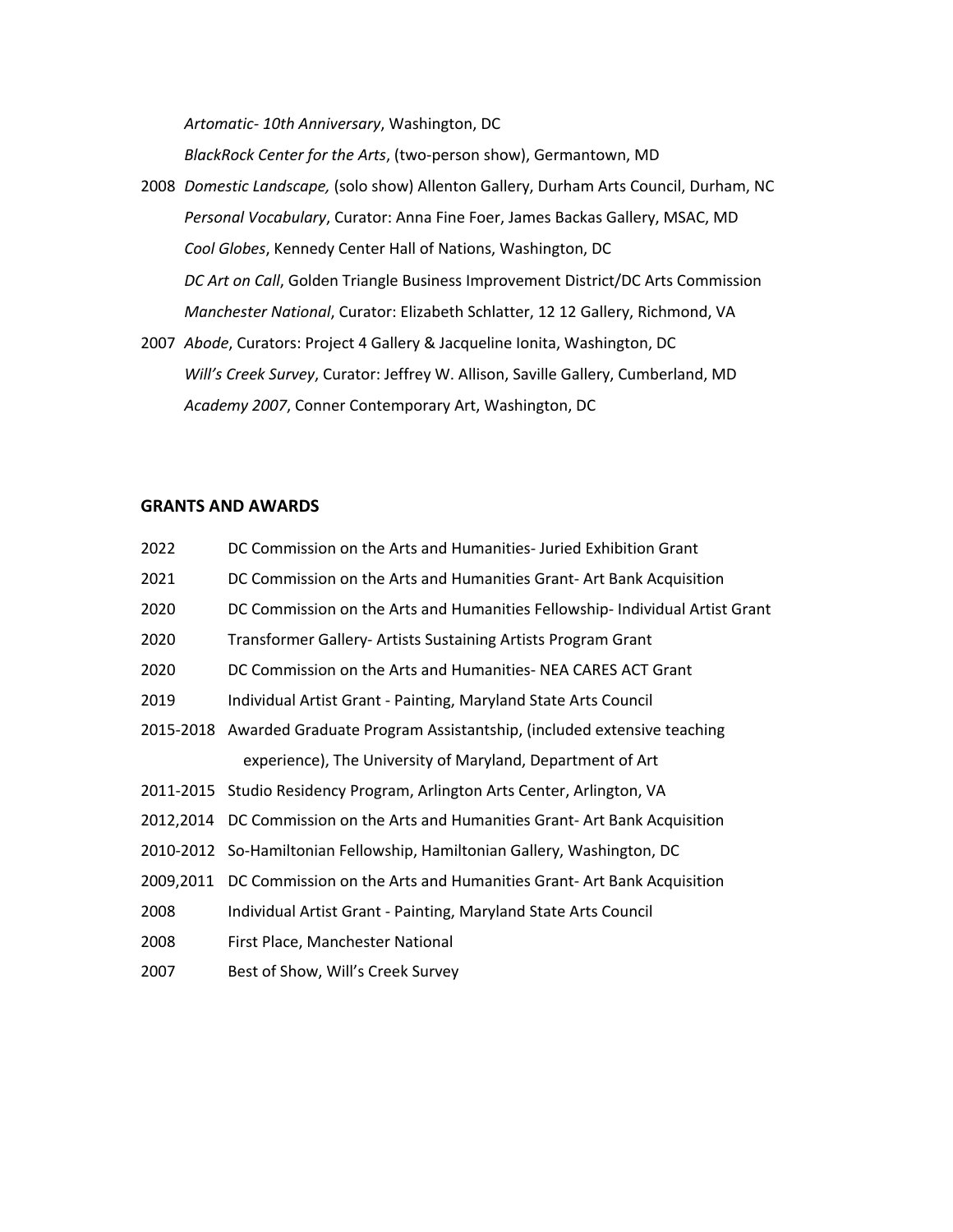*Artomatic- 10th Anniversary*, Washington, DC

*BlackRock Center for the Arts*, (two-person show), Germantown, MD

2008 *Domestic Landscape,* (solo show) Allenton Gallery, Durham Arts Council, Durham, NC

*Personal Vocabulary*, Curator: Anna Fine Foer, James Backas Gallery, MSAC, MD

*Cool Globes*, Kennedy Center Hall of Nations, Washington, DC

*DC Art on Call*, Golden Triangle Business Improvement District/DC Arts Commission

*Manchester National*, Curator: Elizabeth Schlatter, 12 12 Gallery, Richmond, VA

2007 *Abode*, Curators: Project 4 Gallery & Jacqueline Ionita, Washington, DC

*Will's Creek Survey*, Curator: Jeffrey W. Allison, Saville Gallery, Cumberland, MD

*Academy 2007*, Conner Contemporary Art, Washington, DC

## GRANTS AND AWARDS

2022 DC Commission on the Arts and Humanities- Juried Exhibition Grant

2021 DC Commission on the Arts and Humanities Grant- Art Bank Acquisition

2020 DC Commission on the Arts and Humanities Fellowship- Individual Artist Grant

2020 Transformer Gallery- Artists Sustaining Artists Program Grant

2020 DC Commission on the Arts and Humanities- NEA CARES ACT Grant

2019 Individual Artist Grant - Painting, Maryland State Arts Council

2015-2018 Awarded Graduate Program Assistantship, (included extensive teaching experience), The University of Maryland, Department of Art

2011-2015 Studio Residency Program, Arlington Arts Center, Arlington, VA

2012,2014 DC Commission on the Arts and Humanities Grant- Art Bank Acquisition

2010-2012 So-Hamiltonian Fellowship, Hamiltonian Gallery, Washington, DC

2009,2011 DC Commission on the Arts and Humanities Grant- Art Bank Acquisition

2008 Individual Artist Grant - Painting, Maryland State Arts Council

2008 First Place, Manchester National

2007 Best of Show, Will's Creek Survey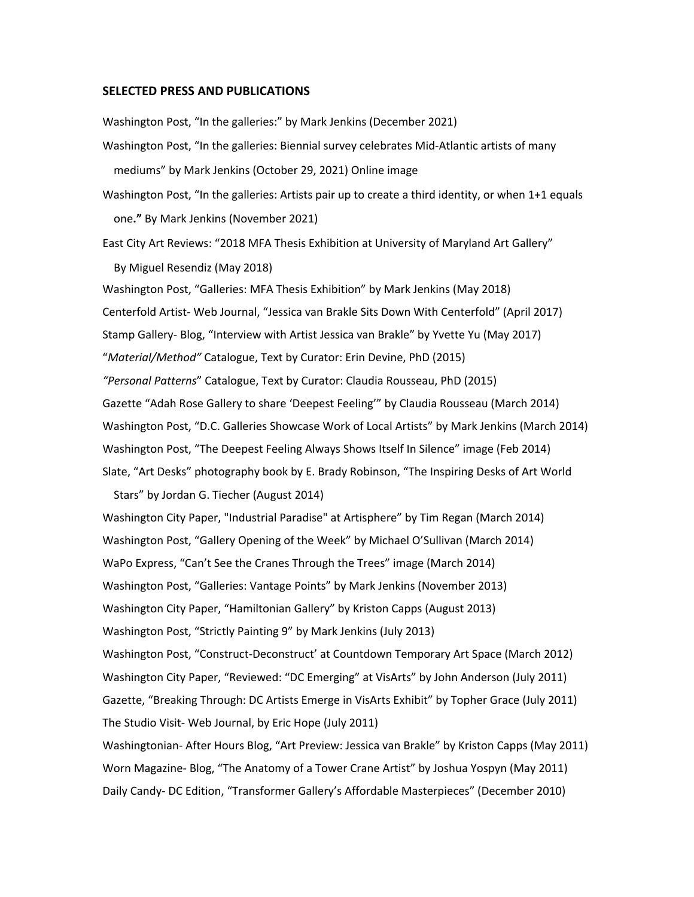## SELECTED PRESS AND PUBLICATIONS

Washington Post, "In the galleries:" by Mark Jenkins (December 2021)

Washington Post, "In the galleries: Biennial survey celebrates Mid-Atlantic artists of many mediums" by Mark Jenkins (October 29, 2021) Online image

Washington Post, "In the galleries: Artists pair up to create a third identity, or when 1+1 equals one**."** By Mark Jenkins (November 2021)

East City Art Reviews: "2018 MFA Thesis Exhibition at University of Maryland Art Gallery" By Miguel Resendiz (May 2018)

Washington Post, "Galleries: MFA Thesis Exhibition" by Mark Jenkins (May 2018)

Centerfold Artist- Web Journal, "Jessica van Brakle Sits Down With Centerfold" (April 2017)

Stamp Gallery- Blog, "Interview with Artist Jessica van Brakle" by Yvette Yu (May 2017)

"*Material/Method"* Catalogue, Text by Curator: Erin Devine, PhD (2015)

*"Personal Patterns*" Catalogue, Text by Curator: Claudia Rousseau, PhD (2015)

Gazette "Adah Rose Gallery to share 'Deepest Feeling'" by Claudia Rousseau (March 2014)

Washington Post, "D.C. Galleries Showcase Work of Local Artists" by Mark Jenkins (March 2014)

Washington Post, "The Deepest Feeling Always Shows Itself In Silence" image (Feb 2014)

Slate, "Art Desks" photography book by E. Brady Robinson, "The Inspiring Desks of Art World Stars" by Jordan G. Tiecher (August 2014)

Washington City Paper, "Industrial Paradise" at Artisphere" by Tim Regan (March 2014)

Washington Post, "Gallery Opening of the Week" by Michael O'Sullivan (March 2014)

WaPo Express, "Can't See the Cranes Through the Trees" image (March 2014)

Washington Post, "Galleries: Vantage Points" by Mark Jenkins (November 2013)

Washington City Paper, "Hamiltonian Gallery" by Kriston Capps (August 2013)

Washington Post, "Strictly Painting 9" by Mark Jenkins (July 2013)

Washington Post, "Construct-Deconstruct' at Countdown Temporary Art Space (March 2012)

Washington City Paper, "Reviewed: "DC Emerging" at VisArts" by John Anderson (July 2011)

Gazette, "Breaking Through: DC Artists Emerge in VisArts Exhibit" by Topher Grace (July 2011)

The Studio Visit- Web Journal, by Eric Hope (July 2011)

Washingtonian- After Hours Blog, "Art Preview: Jessica van Brakle" by Kriston Capps (May 2011)

Worn Magazine- Blog, "The Anatomy of a Tower Crane Artist" by Joshua Yospyn (May 2011)

Daily Candy- DC Edition, "Transformer Gallery's Affordable Masterpieces" (December 2010)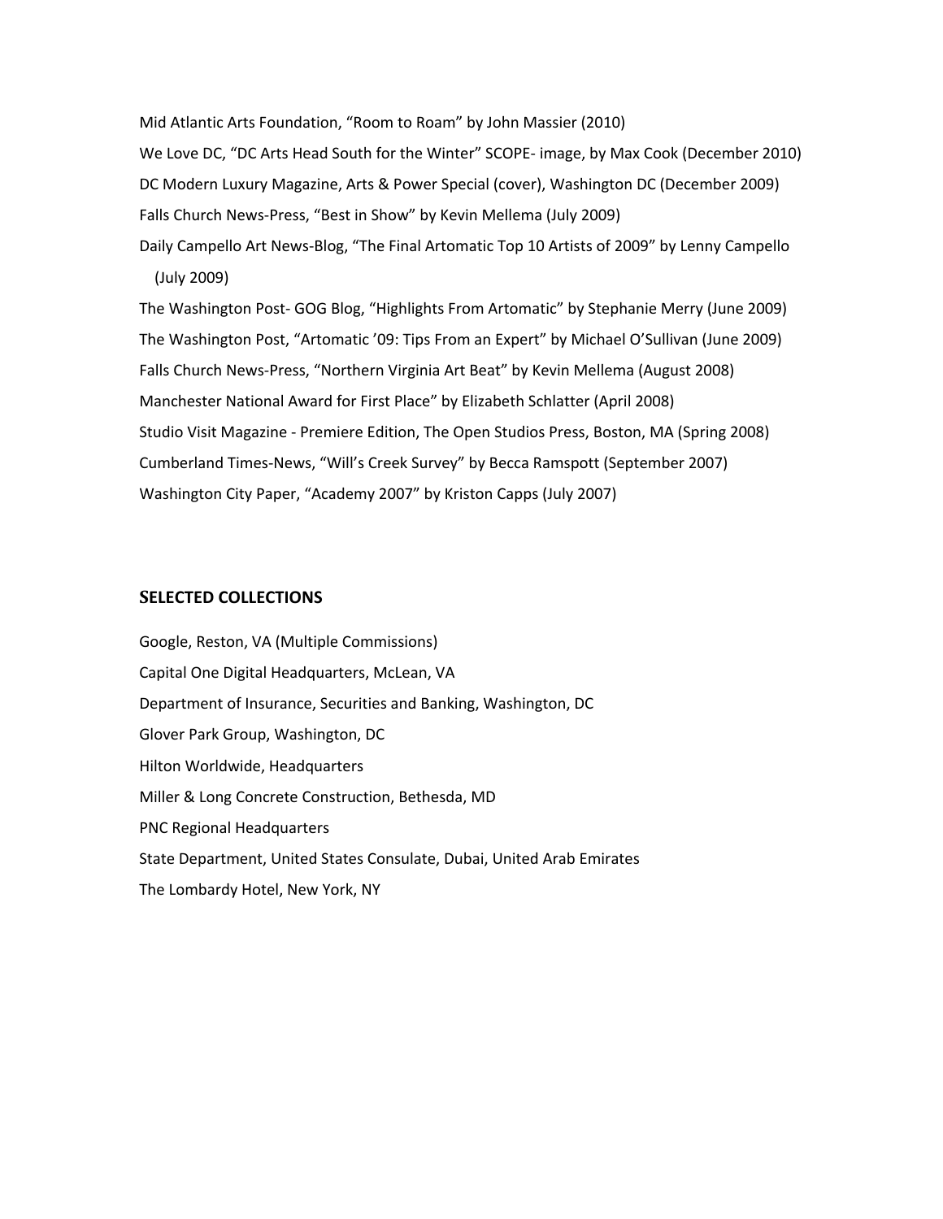Mid Atlantic Arts Foundation, “Room to Roam” by John Massier (2010)

We Love DC, “DC Arts Head South for the Winter” SCOPE- image, by Max Cook (December 2010)

DC Modern Luxury Magazine, Arts & Power Special (cover), Washington DC (December 2009)

Falls Church News-Press, “Best in Show” by Kevin Mellema (July 2009)

Daily Campello Art News-Blog, “The Final Artomatic Top 10 Artists of 2009” by Lenny Campello (July 2009)

The Washington Post- GOG Blog, “Highlights From Artomatic” by Stephanie Merry (June 2009)

The Washington Post, “Artomatic ’09: Tips From an Expert” by Michael O’Sullivan (June 2009)

Falls Church News-Press, “Northern Virginia Art Beat” by Kevin Mellema (August 2008)

Manchester National Award for First Place” by Elizabeth Schlatter (April 2008)

Studio Visit Magazine - Premiere Edition, The Open Studios Press, Boston, MA (Spring 2008)

Cumberland Times-News, “Will’s Creek Survey” by Becca Ramspott (September 2007)

Washington City Paper, “Academy 2007” by Kriston Capps (July 2007)

## SELECTED COLLECTIONS

Google, Reston, VA (Multiple Commissions)

Capital One Digital Headquarters, McLean, VA

Department of Insurance, Securities and Banking, Washington, DC

Glover Park Group, Washington, DC

Hilton Worldwide, Headquarters

Miller & Long Concrete Construction, Bethesda, MD

PNC Regional Headquarters

State Department, United States Consulate, Dubai, United Arab Emirates

The Lombardy Hotel, New York, NY